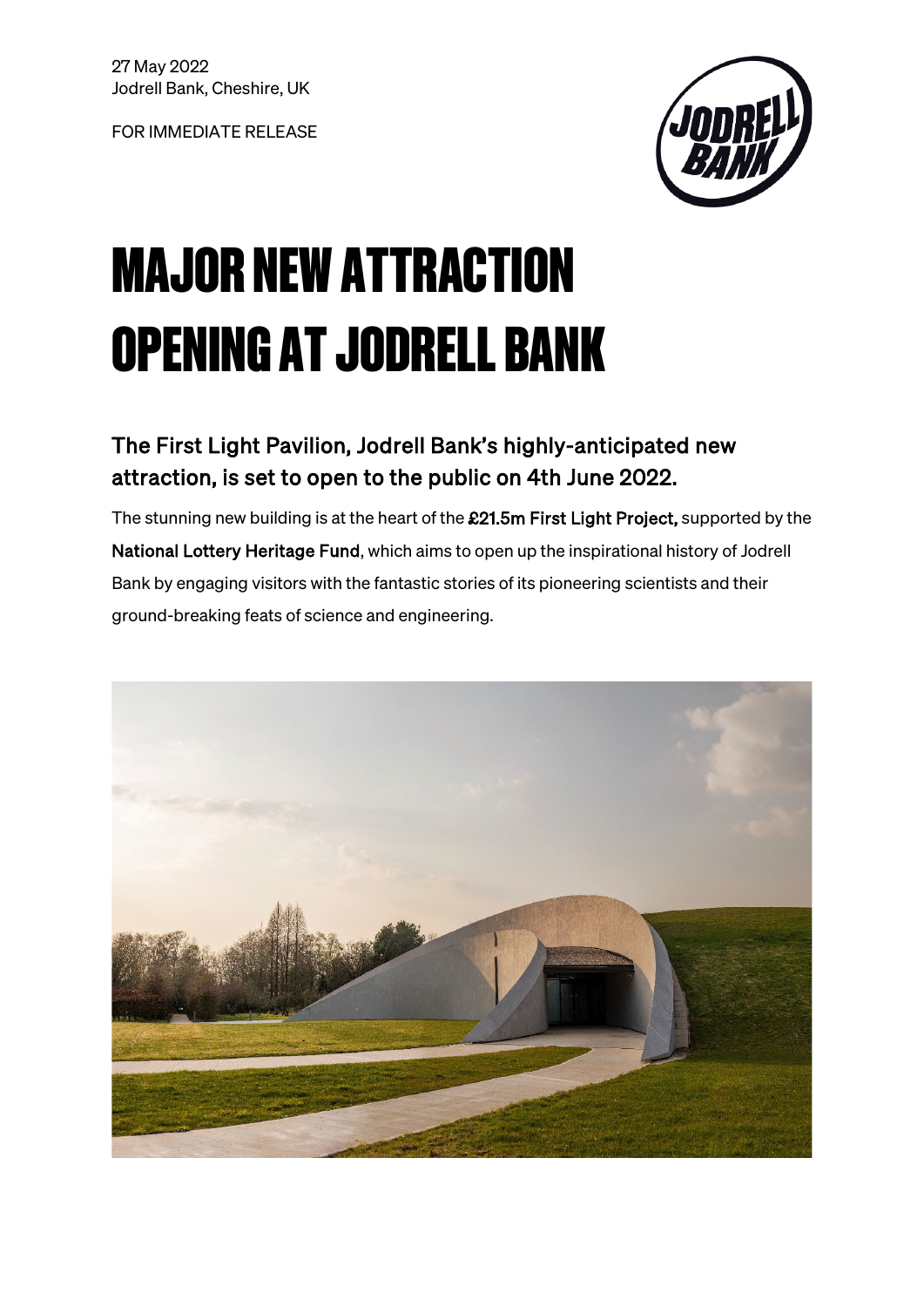27 May 2022
Jodrell Bank, Cheshire, UK

FOR IMMEDIATE RELEASE

# MAJOR NEW ATTRACTION OPENING AT JODRELL BANK

## The First Light Pavilion, Jodrell Bank's highly-anticipated new attraction, is set to open to the public on 4th June 2022.

The stunning new building is at the heart of the **£21.5m First Light Project,** supported by the **National Lottery Heritage Fund**, which aims to open up the inspirational history of Jodrell Bank by engaging visitors with the fantastic stories of its pioneering scientists and their ground-breaking feats of science and engineering.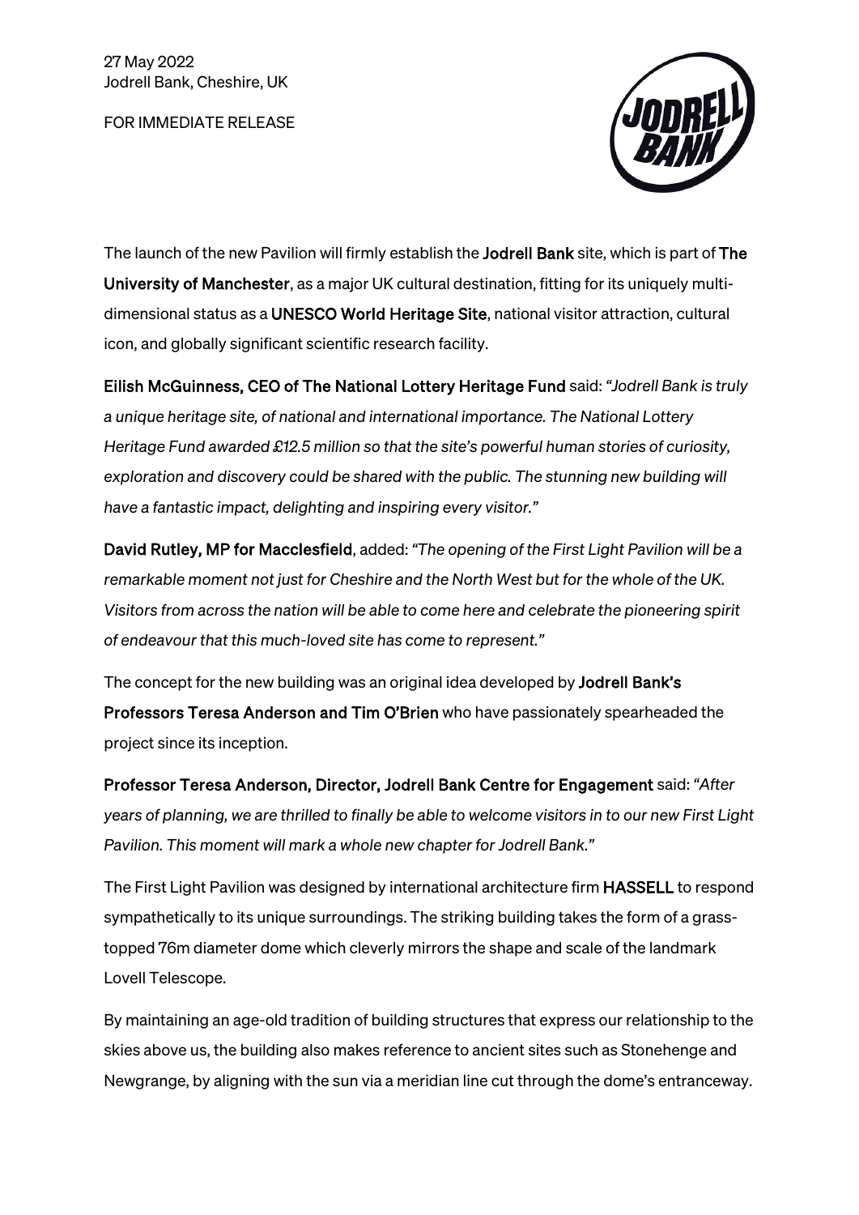27 May 2022
Jodrell Bank, Cheshire, UK

FOR IMMEDIATE RELEASE

The launch of the new Pavilion will firmly establish the **Jodrell Bank** site, which is part of **The University of Manchester**, as a major UK cultural destination, fitting for its uniquely multi-dimensional status as a **UNESCO World Heritage Site**, national visitor attraction, cultural icon, and globally significant scientific research facility.

**Eilish McGuinness, CEO of The National Lottery Heritage Fund** said: *"Jodrell Bank is truly a unique heritage site, of national and international importance. The National Lottery Heritage Fund awarded £12.5 million so that the site's powerful human stories of curiosity, exploration and discovery could be shared with the public. The stunning new building will have a fantastic impact, delighting and inspiring every visitor."*

**David Rutley, MP for Macclesfield**, added: *"The opening of the First Light Pavilion will be a remarkable moment not just for Cheshire and the North West but for the whole of the UK. Visitors from across the nation will be able to come here and celebrate the pioneering spirit of endeavour that this much-loved site has come to represent."*

The concept for the new building was an original idea developed by **Jodrell Bank's Professors Teresa Anderson and Tim O'Brien** who have passionately spearheaded the project since its inception.

**Professor Teresa Anderson, Director, Jodrell Bank Centre for Engagement** said: *"After years of planning, we are thrilled to finally be able to welcome visitors in to our new First Light Pavilion. This moment will mark a whole new chapter for Jodrell Bank."*

The First Light Pavilion was designed by international architecture firm **HASSELL** to respond sympathetically to its unique surroundings. The striking building takes the form of a grass-topped 76m diameter dome which cleverly mirrors the shape and scale of the landmark Lovell Telescope.

By maintaining an age-old tradition of building structures that express our relationship to the skies above us, the building also makes reference to ancient sites such as Stonehenge and Newgrange, by aligning with the sun via a meridian line cut through the dome's entranceway.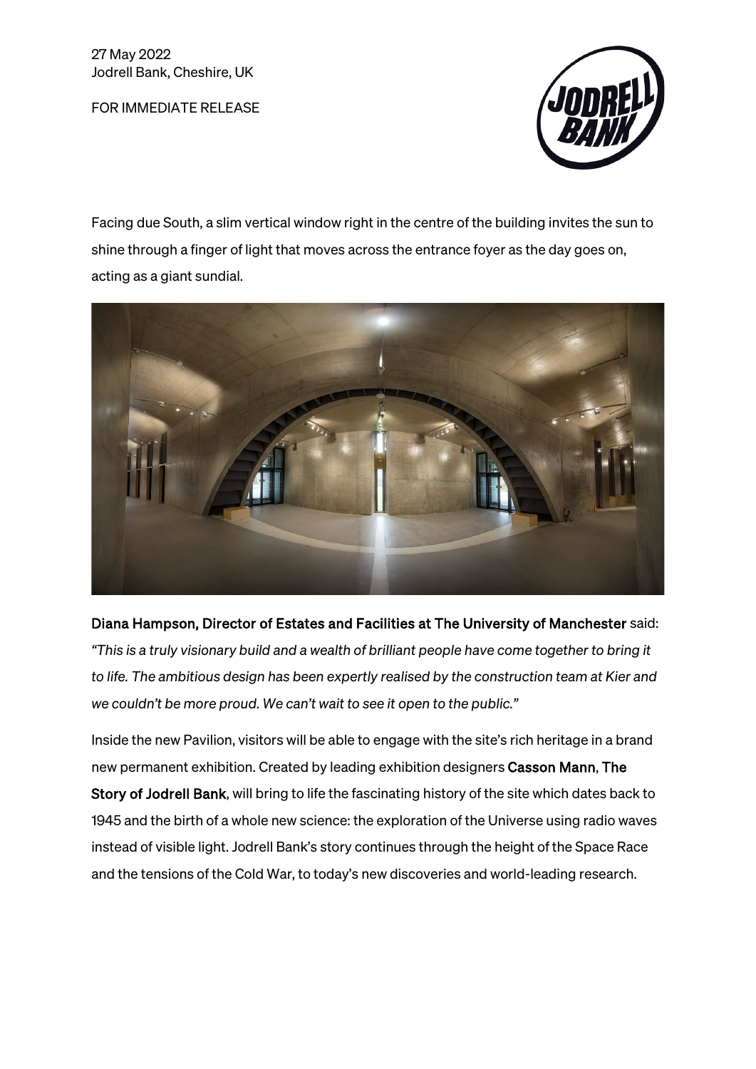27 May 2022
Jodrell Bank, Cheshire, UK

FOR IMMEDIATE RELEASE

Facing due South, a slim vertical window right in the centre of the building invites the sun to shine through a finger of light that moves across the entrance foyer as the day goes on, acting as a giant sundial.

**Diana Hampson, Director of Estates and Facilities at The University of Manchester** said: *"This is a truly visionary build and a wealth of brilliant people have come together to bring it to life. The ambitious design has been expertly realised by the construction team at Kier and we couldn't be more proud. We can't wait to see it open to the public."*

Inside the new Pavilion, visitors will be able to engage with the site's rich heritage in a brand new permanent exhibition. Created by leading exhibition designers **Casson Mann**, **The Story of Jodrell Bank**, will bring to life the fascinating history of the site which dates back to 1945 and the birth of a whole new science: the exploration of the Universe using radio waves instead of visible light. Jodrell Bank's story continues through the height of the Space Race and the tensions of the Cold War, to today's new discoveries and world-leading research.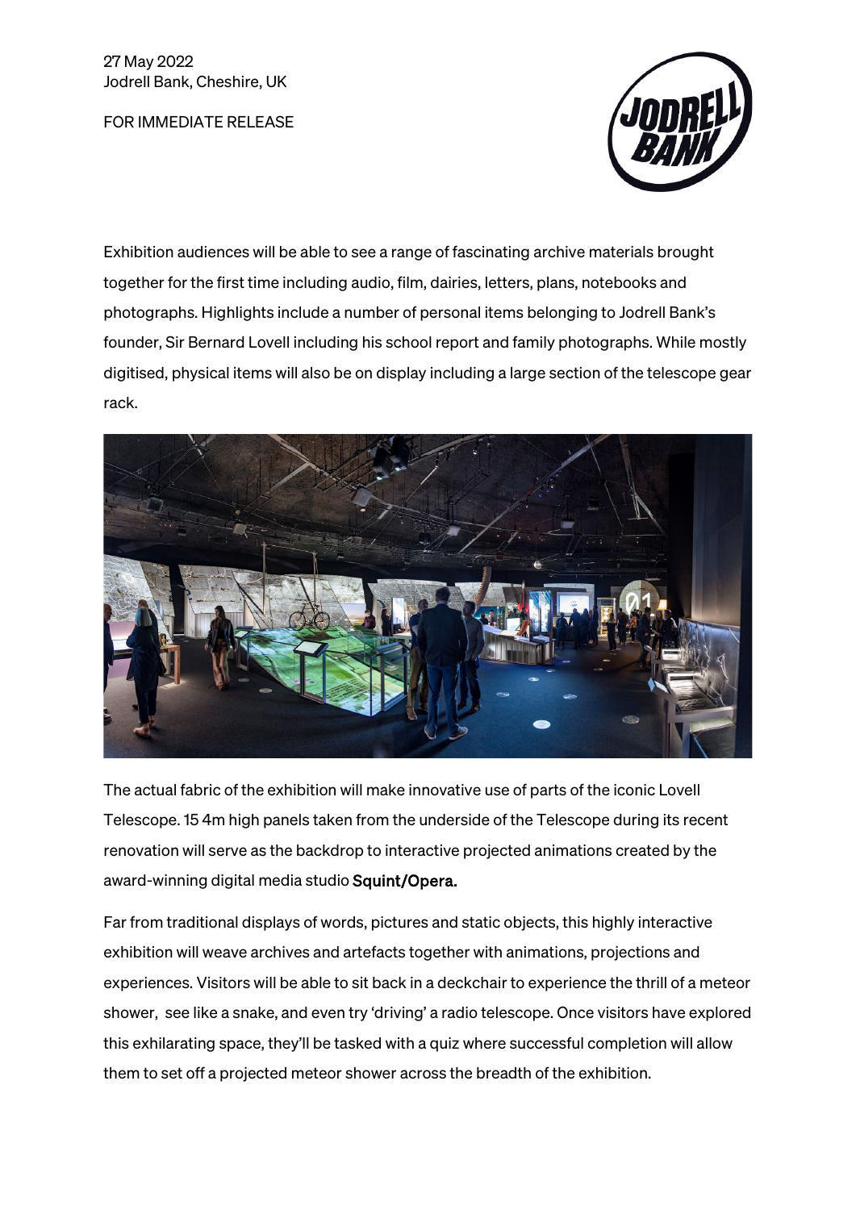27 May 2022
Jodrell Bank, Cheshire, UK

FOR IMMEDIATE RELEASE

Exhibition audiences will be able to see a range of fascinating archive materials brought together for the first time including audio, film, dairies, letters, plans, notebooks and photographs. Highlights include a number of personal items belonging to Jodrell Bank's founder, Sir Bernard Lovell including his school report and family photographs. While mostly digitised, physical items will also be on display including a large section of the telescope gear rack.

The actual fabric of the exhibition will make innovative use of parts of the iconic Lovell Telescope. 15 4m high panels taken from the underside of the Telescope during its recent renovation will serve as the backdrop to interactive projected animations created by the award-winning digital media studio Squint/Opera.

Far from traditional displays of words, pictures and static objects, this highly interactive exhibition will weave archives and artefacts together with animations, projections and experiences. Visitors will be able to sit back in a deckchair to experience the thrill of a meteor shower, see like a snake, and even try 'driving' a radio telescope. Once visitors have explored this exhilarating space, they'll be tasked with a quiz where successful completion will allow them to set off a projected meteor shower across the breadth of the exhibition.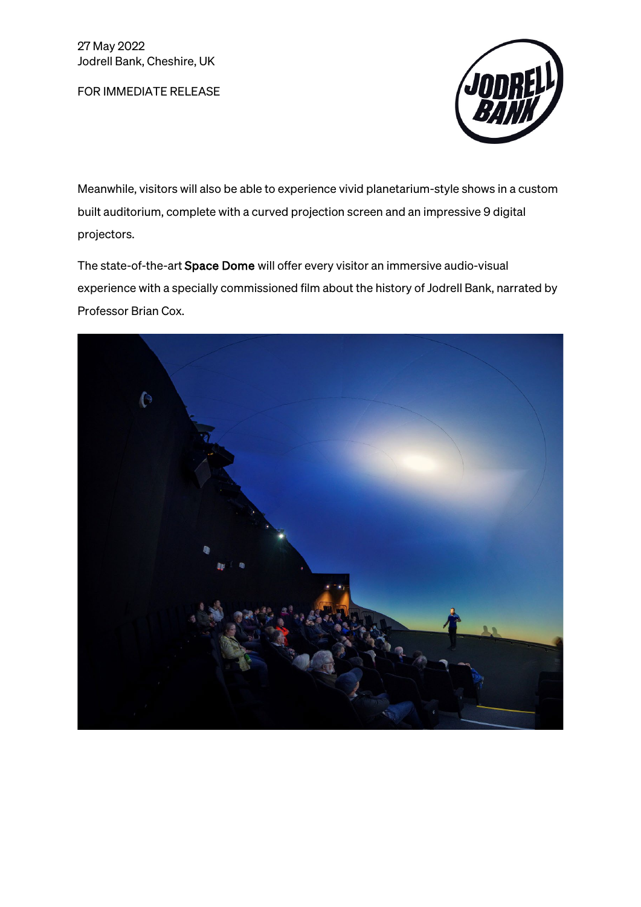27 May 2022
Jodrell Bank, Cheshire, UK

FOR IMMEDIATE RELEASE

Meanwhile, visitors will also be able to experience vivid planetarium-style shows in a custom built auditorium, complete with a curved projection screen and an impressive 9 digital projectors.

The state-of-the-art **Space Dome** will offer every visitor an immersive audio-visual experience with a specially commissioned film about the history of Jodrell Bank, narrated by Professor Brian Cox.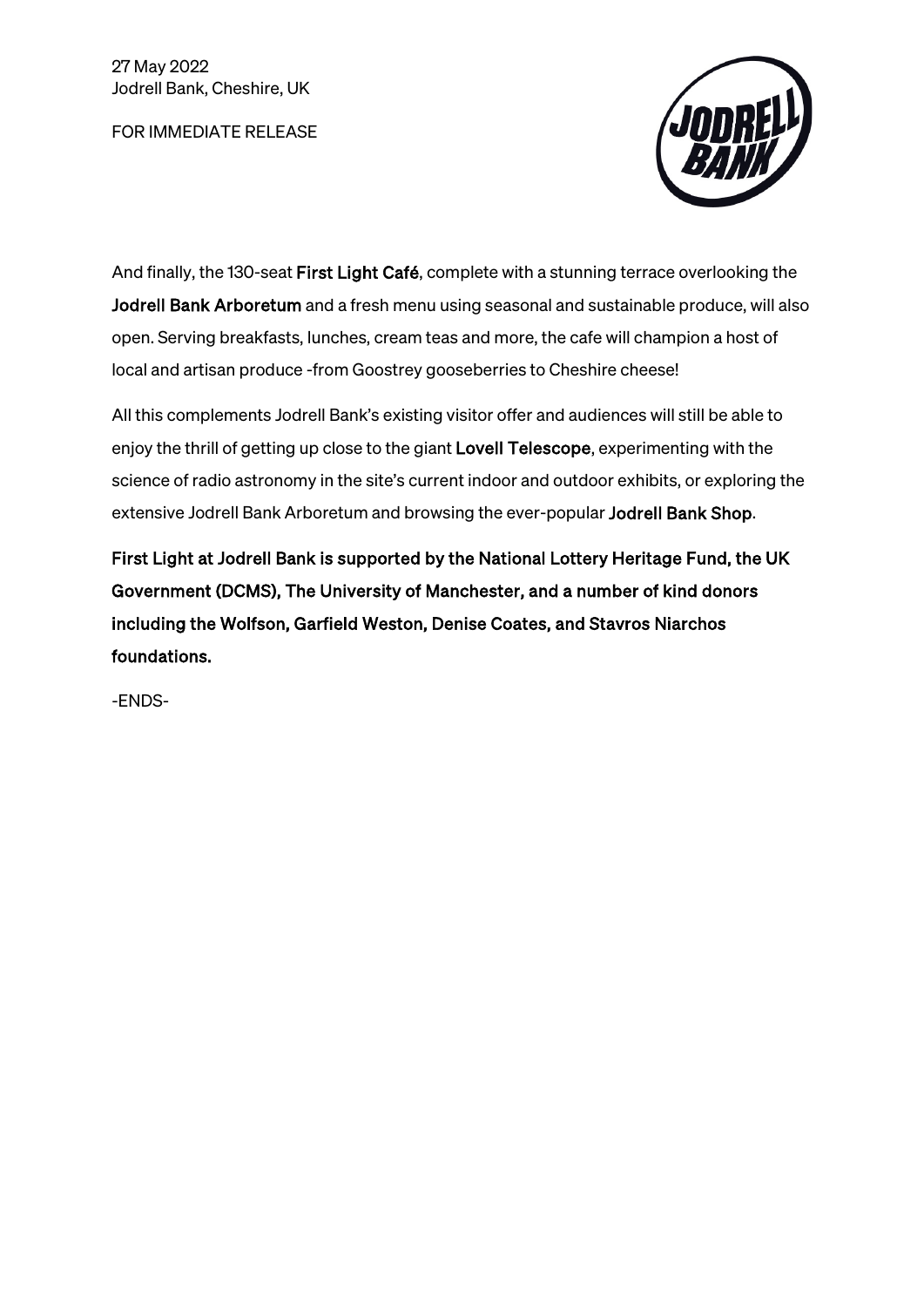27 May 2022
Jodrell Bank, Cheshire, UK

FOR IMMEDIATE RELEASE

And finally, the 130-seat **First Light Café**, complete with a stunning terrace overlooking the **Jodrell Bank Arboretum** and a fresh menu using seasonal and sustainable produce, will also open. Serving breakfasts, lunches, cream teas and more, the cafe will champion a host of local and artisan produce -from Goostrey gooseberries to Cheshire cheese!

All this complements Jodrell Bank's existing visitor offer and audiences will still be able to enjoy the thrill of getting up close to the giant **Lovell Telescope**, experimenting with the science of radio astronomy in the site's current indoor and outdoor exhibits, or exploring the extensive Jodrell Bank Arboretum and browsing the ever-popular **Jodrell Bank Shop**.

**First Light at Jodrell Bank is supported by the National Lottery Heritage Fund, the UK Government (DCMS), The University of Manchester, and a number of kind donors including the Wolfson, Garfield Weston, Denise Coates, and Stavros Niarchos foundations.**

-ENDS-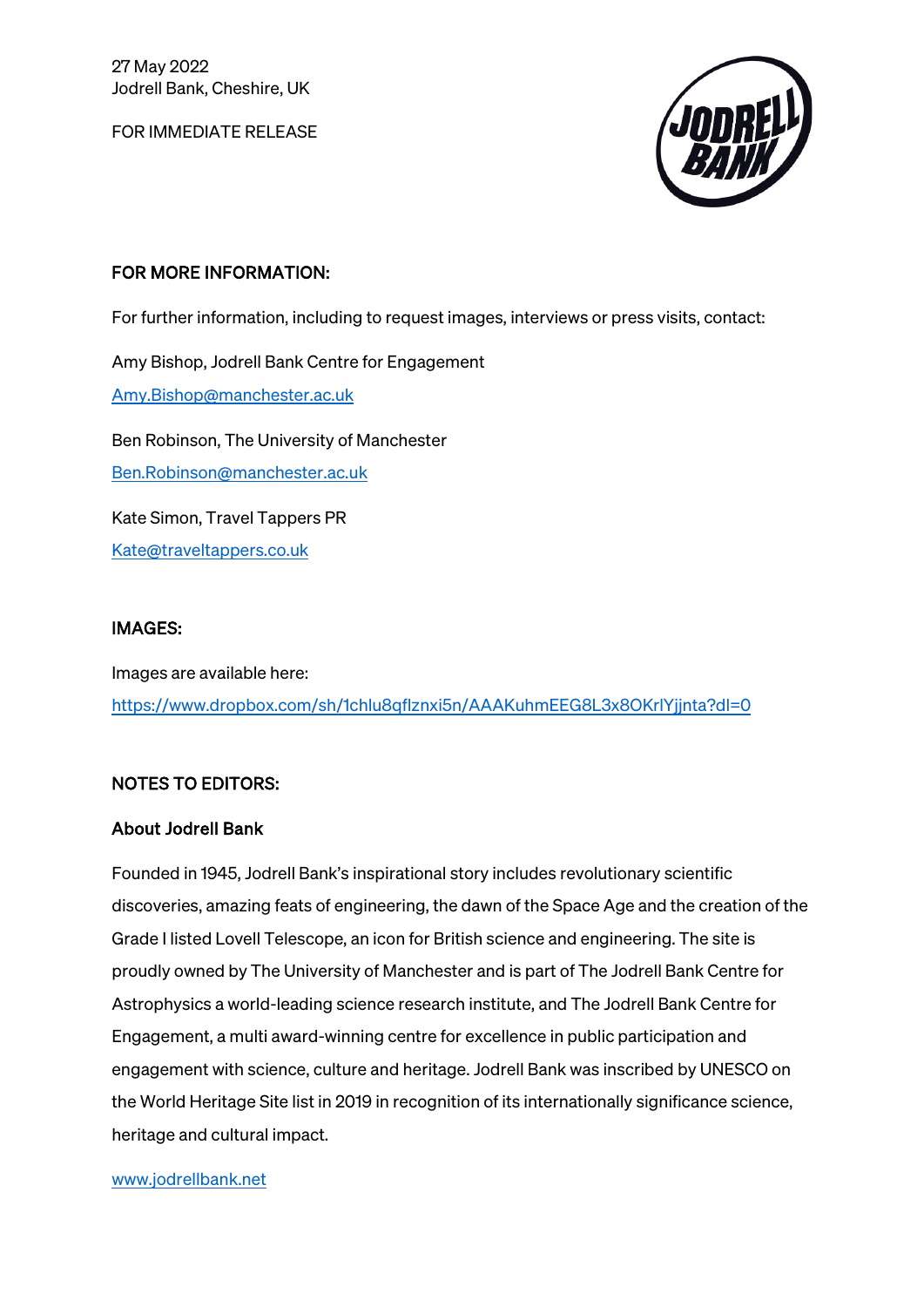27 May 2022
Jodrell Bank, Cheshire, UK

FOR IMMEDIATE RELEASE

## FOR MORE INFORMATION:

For further information, including to request images, interviews or press visits, contact:

Amy Bishop, Jodrell Bank Centre for Engagement

Amy.Bishop@manchester.ac.uk

Ben Robinson, The University of Manchester

Ben.Robinson@manchester.ac.uk

Kate Simon, Travel Tappers PR

Kate@traveltappers.co.uk

## IMAGES:

Images are available here:

https://www.dropbox.com/sh/1chlu8qflznxi5n/AAAKuhmEEG8L3x8OKrlYjjnta?dl=0

## NOTES TO EDITORS:

### About Jodrell Bank

Founded in 1945, Jodrell Bank's inspirational story includes revolutionary scientific discoveries, amazing feats of engineering, the dawn of the Space Age and the creation of the Grade I listed Lovell Telescope, an icon for British science and engineering. The site is proudly owned by The University of Manchester and is part of The Jodrell Bank Centre for Astrophysics a world-leading science research institute, and The Jodrell Bank Centre for Engagement, a multi award-winning centre for excellence in public participation and engagement with science, culture and heritage. Jodrell Bank was inscribed by UNESCO on the World Heritage Site list in 2019 in recognition of its internationally significance science, heritage and cultural impact.

www.jodrellbank.net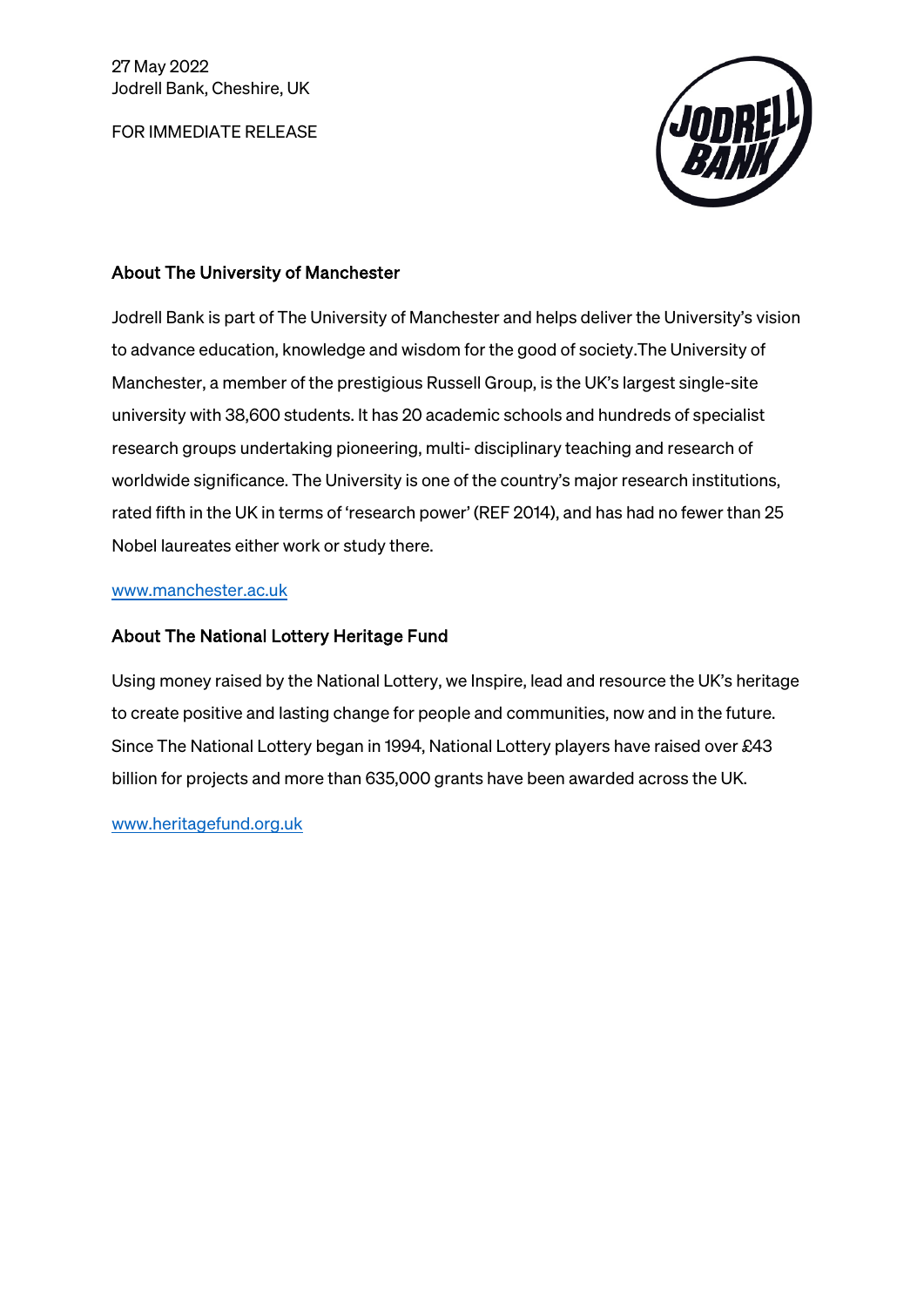27 May 2022
Jodrell Bank, Cheshire, UK

FOR IMMEDIATE RELEASE

## About The University of Manchester

Jodrell Bank is part of The University of Manchester and helps deliver the University's vision to advance education, knowledge and wisdom for the good of society.The University of Manchester, a member of the prestigious Russell Group, is the UK's largest single-site university with 38,600 students. It has 20 academic schools and hundreds of specialist research groups undertaking pioneering, multi- disciplinary teaching and research of worldwide significance. The University is one of the country's major research institutions, rated fifth in the UK in terms of 'research power' (REF 2014), and has had no fewer than 25 Nobel laureates either work or study there.

www.manchester.ac.uk

## About The National Lottery Heritage Fund

Using money raised by the National Lottery, we Inspire, lead and resource the UK's heritage to create positive and lasting change for people and communities, now and in the future. Since The National Lottery began in 1994, National Lottery players have raised over £43 billion for projects and more than 635,000 grants have been awarded across the UK.

www.heritagefund.org.uk